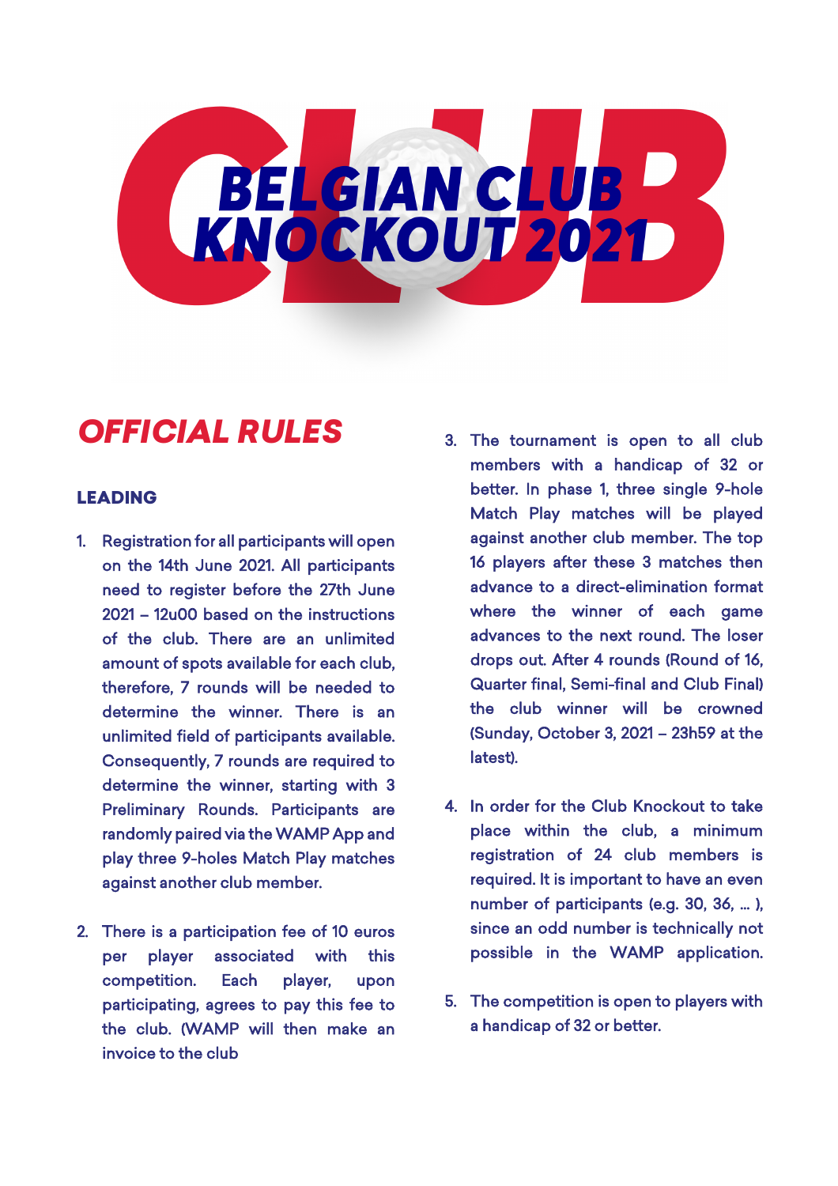# BELGIAN CLUB KNOCKOUT 2021

## OFFICIAL RULES

### LEADING

1. Registration for all participants will open on the 14th June 2021. All participants need to register before the 27th June 2021 – 12u00 based on the instructions of the club. There are an unlimited amount of spots available for each club, therefore, 7 rounds will be needed to determine the winner. There is an unlimited field of participants available. Consequently, 7 rounds are required to determine the winner, starting with 3 Preliminary Rounds. Participants are randomly paired via the WAMP App and play three 9-holes Match Play matches against another club member.

2. There is a participation fee of 10 euros per player associated with this competition. Each player, upon participating, agrees to pay this fee to the club. (WAMP will then make an invoice to the club

3. The tournament is open to all club members with a handicap of 32 or better. In phase 1, three single 9-hole Match Play matches will be played against another club member. The top 16 players after these 3 matches then advance to a direct-elimination format where the winner of each game advances to the next round. The loser drops out. After 4 rounds (Round of 16, Quarter final, Semi-final and Club Final) the club winner will be crowned (Sunday, October 3, 2021 – 23h59 at the latest).

4. In order for the Club Knockout to take place within the club, a minimum registration of 24 club members is required. It is important to have an even number of participants (e.g. 30, 36, … ), since an odd number is technically not possible in the WAMP application.

5. The competition is open to players with a handicap of 32 or better.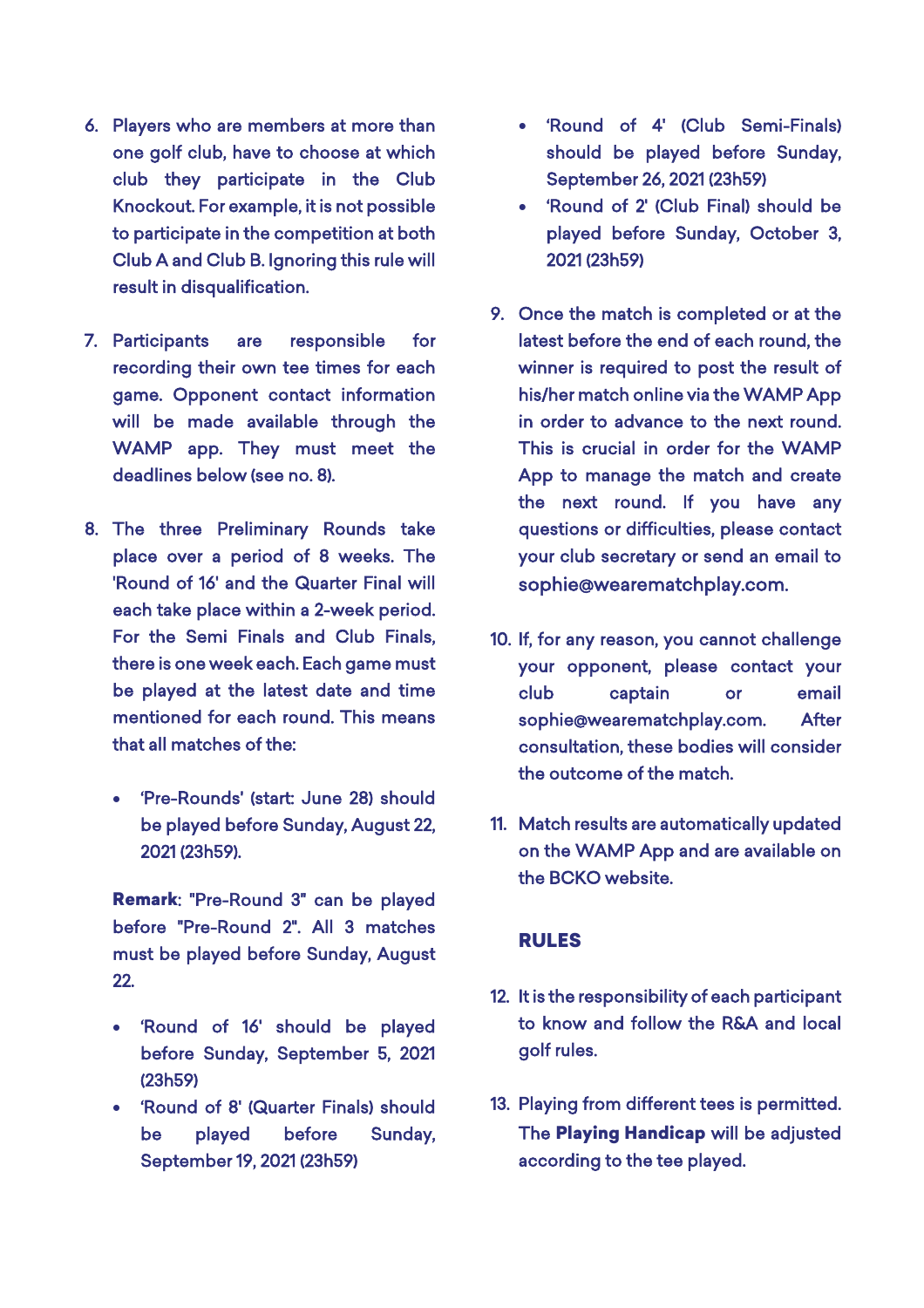6. Players who are members at more than one golf club, have to choose at which club they participate in the Club Knockout. For example, it is not possible to participate in the competition at both Club A and Club B. Ignoring this rule will result in disqualification.

7. Participants are responsible for recording their own tee times for each game. Opponent contact information will be made available through the WAMP app. They must meet the deadlines below (see no. 8).

8. The three Preliminary Rounds take place over a period of 8 weeks. The 'Round of 16' and the Quarter Final will each take place within a 2-week period. For the Semi Finals and Club Finals, there is one week each. Each game must be played at the latest date and time mentioned for each round. This means that all matches of the:

   - 'Pre-Rounds' (start: June 28) should be played before Sunday, August 22, 2021 (23h59).

   **Remark**: "Pre-Round 3" can be played before "Pre-Round 2". All 3 matches must be played before Sunday, August 22.

   - 'Round of 16' should be played before Sunday, September 5, 2021 (23h59)
   - 'Round of 8' (Quarter Finals) should be played before Sunday, September 19, 2021 (23h59)
   - 'Round of 4' (Club Semi-Finals) should be played before Sunday, September 26, 2021 (23h59)
   - 'Round of 2' (Club Final) should be played before Sunday, October 3, 2021 (23h59)

9. Once the match is completed or at the latest before the end of each round, the winner is required to post the result of his/her match online via the WAMP App in order to advance to the next round. This is crucial in order for the WAMP App to manage the match and create the next round. If you have any questions or difficulties, please contact your club secretary or send an email to sophie@wearematchplay.com.

10. If, for any reason, you cannot challenge your opponent, please contact your club captain or email sophie@wearematchplay.com. After consultation, these bodies will consider the outcome of the match.

11. Match results are automatically updated on the WAMP App and are available on the BCKO website.

## RULES

12. It is the responsibility of each participant to know and follow the R&A and local golf rules.

13. Playing from different tees is permitted. The **Playing Handicap** will be adjusted according to the tee played.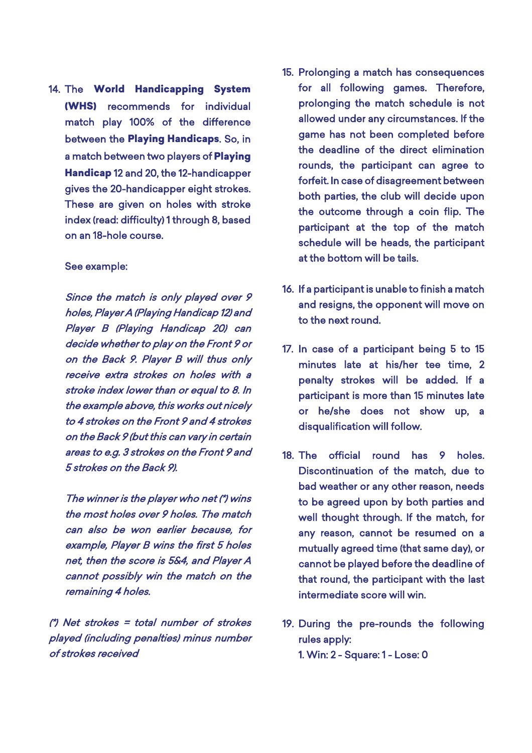14. The **World Handicapping System (WHS)** recommends for individual match play 100% of the difference between the **Playing Handicaps**. So, in a match between two players of **Playing Handicap** 12 and 20, the 12-handicapper gives the 20-handicapper eight strokes. These are given on holes with stroke index (read: difficulty) 1 through 8, based on an 18-hole course.

    See example:

    *Since the match is only played over 9 holes, Player A (Playing Handicap 12) and Player B (Playing Handicap 20) can decide whether to play on the Front 9 or on the Back 9. Player B will thus only receive extra strokes on holes with a stroke index lower than or equal to 8. In the example above, this works out nicely to 4 strokes on the Front 9 and 4 strokes on the Back 9 (but this can vary in certain areas to e.g. 3 strokes on the Front 9 and 5 strokes on the Back 9).*

    *The winner is the player who net (\*) wins the most holes over 9 holes. The match can also be won earlier because, for example, Player B wins the first 5 holes net, then the score is 5&4, and Player A cannot possibly win the match on the remaining 4 holes.*

*(\*) Net strokes = total number of strokes played (including penalties) minus number of strokes received*

15. Prolonging a match has consequences for all following games. Therefore, prolonging the match schedule is not allowed under any circumstances. If the game has not been completed before the deadline of the direct elimination rounds, the participant can agree to forfeit. In case of disagreement between both parties, the club will decide upon the outcome through a coin flip. The participant at the top of the match schedule will be heads, the participant at the bottom will be tails.

16. If a participant is unable to finish a match and resigns, the opponent will move on to the next round.

17. In case of a participant being 5 to 15 minutes late at his/her tee time, 2 penalty strokes will be added. If a participant is more than 15 minutes late or he/she does not show up, a disqualification will follow.

18. The official round has 9 holes. Discontinuation of the match, due to bad weather or any other reason, needs to be agreed upon by both parties and well thought through. If the match, for any reason, cannot be resumed on a mutually agreed time (that same day), or cannot be played before the deadline of that round, the participant with the last intermediate score will win.

19. During the pre-rounds the following rules apply:
    1. Win: 2 - Square: 1 - Lose: 0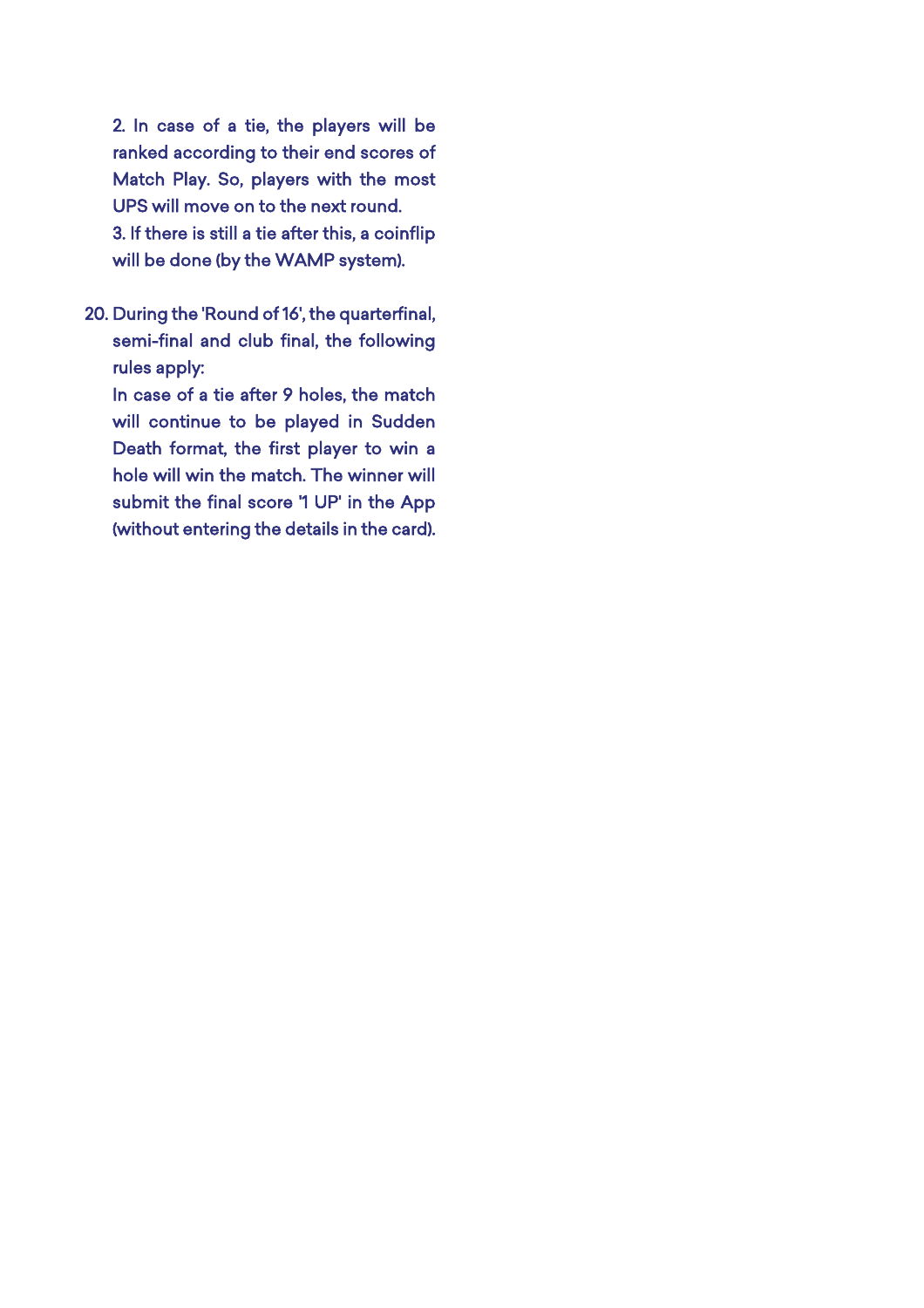2. In case of a tie, the players will be ranked according to their end scores of Match Play. So, players with the most UPS will move on to the next round.
3. If there is still a tie after this, a coinflip will be done (by the WAMP system).

20. During the 'Round of 16', the quarterfinal, semi-final and club final, the following rules apply:
    In case of a tie after 9 holes, the match will continue to be played in Sudden Death format, the first player to win a hole will win the match. The winner will submit the final score '1 UP' in the App (without entering the details in the card).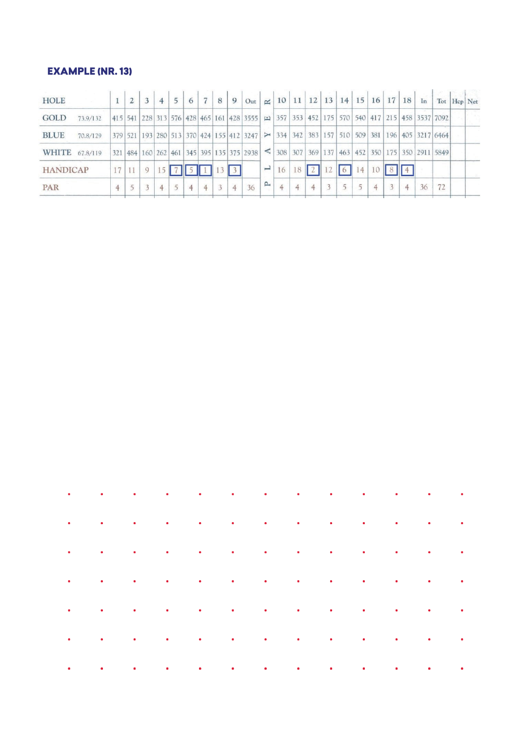### EXAMPLE (NR. 13)

| HOLE | | 1 | 2 | 3 | 4 | 5 | 6 | 7 | 8 | 9 | Out | | 10 | 11 | 12 | 13 | 14 | 15 | 16 | 17 | 18 | In | Tot | Hcp | Net |
|---|---|---|---|---|---|---|---|---|---|---|---|---|---|---|---|---|---|---|---|---|---|---|---|---|---|
| GOLD | 73.9/132 | 415 | 541 | 228 | 313 | 576 | 428 | 465 | 161 | 428 | 3555 | R | 357 | 353 | 452 | 175 | 570 | 540 | 417 | 215 | 458 | 3537 | 7092 | | |
| BLUE | 70.8/129 | 379 | 521 | 193 | 280 | 513 | 370 | 424 | 155 | 412 | 3247 | E | 334 | 342 | 383 | 157 | 510 | 509 | 381 | 196 | 405 | 3217 | 6464 | | |
| WHITE | 67.8/119 | 321 | 484 | 160 | 262 | 461 | 345 | 395 | 135 | 375 | 2938 | Y | 308 | 307 | 369 | 137 | 463 | 452 | 350 | 175 | 350 | 2911 | 5849 | | |
| HANDICAP | | 17 | 11 | 9 | 15 | 7 | 5 | 1 | 13 | 3 | | A | 16 | 18 | 2 | 12 | 6 | 14 | 10 | 8 | 4 | | | | |
| PAR | | 4 | 5 | 3 | 4 | 5 | 4 | 4 | 3 | 4 | 36 | L P | 4 | 4 | 4 | 3 | 5 | 5 | 4 | 3 | 4 | 36 | 72 | | |